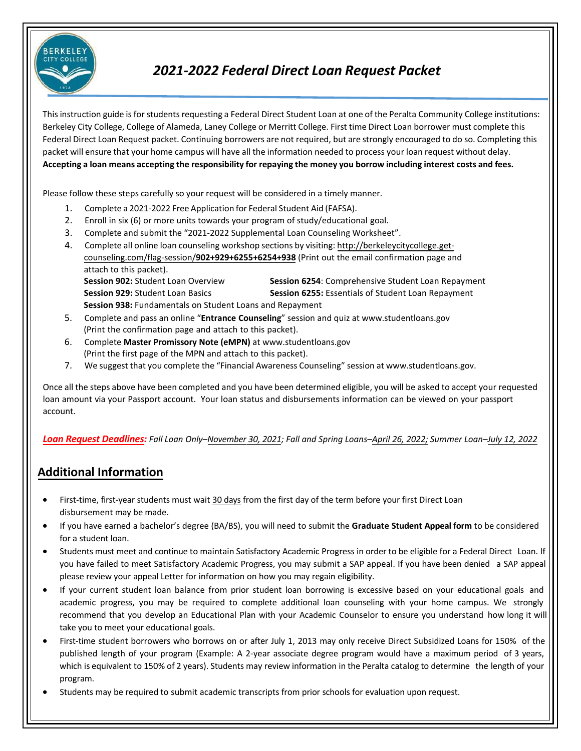# *2021-2022 Federal Direct Loan Request Packet*

This instruction guide is for students requesting a Federal Direct Student Loan at one of the Peralta Community College institutions: Berkeley City College, College of Alameda, Laney College or Merritt College. First time Direct Loan borrower must complete this Federal Direct Loan Request packet. Continuing borrowers are not required, but are strongly encouraged to do so. Completing this packet will ensure that your home campus will have all the information needed to process your loan request without delay. **Accepting a loan means accepting the responsibility for repaying the money you borrow including interest costs and fees.**

Please follow these steps carefully so your request will be considered in a timely manner.

1. Complete a 2021-2022 Free Application for Federal Student Aid (FAFSA).
2. Enroll in six (6) or more units towards your program of study/educational goal.
3. Complete and submit the "2021-2022 Supplemental Loan Counseling Worksheet".
4. Complete all online loan counseling workshop sections by visiting: http://berkeleycitycollege.get-counseling.com/flag-session/**902+929+6255+6254+938** (Print out the email confirmation page and attach to this packet).
   - **Session 902:** Student Loan Overview
   - **Session 929:** Student Loan Basics
   - **Session 6254**: Comprehensive Student Loan Repayment
   - **Session 6255:** Essentials of Student Loan Repayment
   - **Session 938:** Fundamentals on Student Loans and Repayment
5. Complete and pass an online "**Entrance Counseling**" session and quiz at www.studentloans.gov (Print the confirmation page and attach to this packet).
6. Complete **Master Promissory Note (eMPN)** at www.studentloans.gov (Print the first page of the MPN and attach to this packet).
7. We suggest that you complete the "Financial Awareness Counseling" session at www.studentloans.gov.

Once all the steps above have been completed and you have been determined eligible, you will be asked to accept your requested loan amount via your Passport account. Your loan status and disbursements information can be viewed on your passport account.

***Loan Request Deadlines:*** *Fall Loan Only–November 30, 2021; Fall and Spring Loans–April 26, 2022; Summer Loan–July 12, 2022*

## Additional Information

- First-time, first-year students must wait 30 days from the first day of the term before your first Direct Loan disbursement may be made.
- If you have earned a bachelor's degree (BA/BS), you will need to submit the **Graduate Student Appeal form** to be considered for a student loan.
- Students must meet and continue to maintain Satisfactory Academic Progress in order to be eligible for a Federal Direct Loan. If you have failed to meet Satisfactory Academic Progress, you may submit a SAP appeal. If you have been denied a SAP appeal please review your appeal Letter for information on how you may regain eligibility.
- If your current student loan balance from prior student loan borrowing is excessive based on your educational goals and academic progress, you may be required to complete additional loan counseling with your home campus. We strongly recommend that you develop an Educational Plan with your Academic Counselor to ensure you understand how long it will take you to meet your educational goals.
- First-time student borrowers who borrows on or after July 1, 2013 may only receive Direct Subsidized Loans for 150% of the published length of your program (Example: A 2-year associate degree program would have a maximum period of 3 years, which is equivalent to 150% of 2 years). Students may review information in the Peralta catalog to determine the length of your program.
- Students may be required to submit academic transcripts from prior schools for evaluation upon request.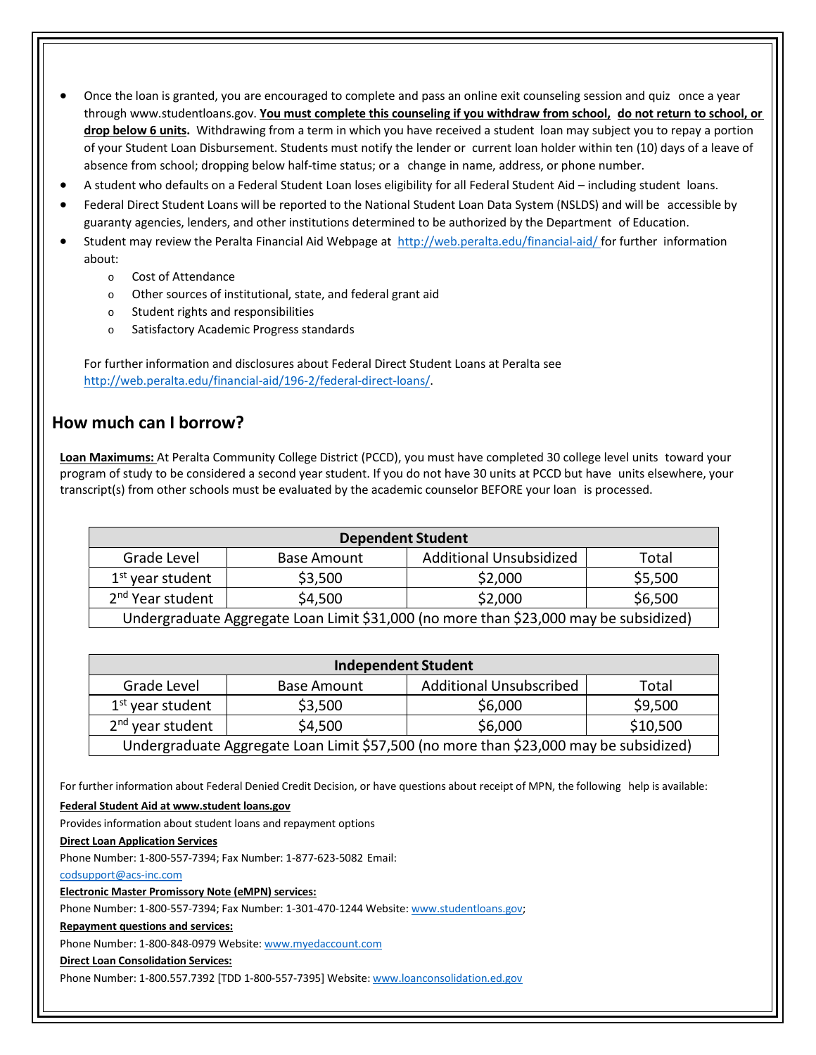- Once the loan is granted, you are encouraged to complete and pass an online exit counseling session and quiz once a year through www.studentloans.gov. **You must complete this counseling if you withdraw from school, do not return to school, or drop below 6 units.** Withdrawing from a term in which you have received a student loan may subject you to repay a portion of your Student Loan Disbursement. Students must notify the lender or current loan holder within ten (10) days of a leave of absence from school; dropping below half-time status; or a change in name, address, or phone number.
- A student who defaults on a Federal Student Loan loses eligibility for all Federal Student Aid – including student loans.
- Federal Direct Student Loans will be reported to the National Student Loan Data System (NSLDS) and will be accessible by guaranty agencies, lenders, and other institutions determined to be authorized by the Department of Education.
- Student may review the Peralta Financial Aid Webpage at http://web.peralta.edu/financial-aid/ for further information about:
  - Cost of Attendance
  - Other sources of institutional, state, and federal grant aid
  - Student rights and responsibilities
  - Satisfactory Academic Progress standards

  For further information and disclosures about Federal Direct Student Loans at Peralta see http://web.peralta.edu/financial-aid/196-2/federal-direct-loans/.

## How much can I borrow?

**Loan Maximums:** At Peralta Community College District (PCCD), you must have completed 30 college level units toward your program of study to be considered a second year student. If you do not have 30 units at PCCD but have units elsewhere, your transcript(s) from other schools must be evaluated by the academic counselor BEFORE your loan is processed.

| **Dependent Student** | | | |
|---|---|---|---|
| Grade Level | Base Amount | Additional Unsubsidized | Total |
| 1st year student | $3,500 | $2,000 | $5,500 |
| 2nd Year student | $4,500 | $2,000 | $6,500 |
| Undergraduate Aggregate Loan Limit $31,000 (no more than $23,000 may be subsidized) | | | |

| **Independent Student** | | | |
|---|---|---|---|
| Grade Level | Base Amount | Additional Unsubscribed | Total |
| 1st year student | $3,500 | $6,000 | $9,500 |
| 2nd year student | $4,500 | $6,000 | $10,500 |
| Undergraduate Aggregate Loan Limit $57,500 (no more than $23,000 may be subsidized) | | | |

For further information about Federal Denied Credit Decision, or have questions about receipt of MPN, the following help is available:

**Federal Student Aid at www.student loans.gov**

Provides information about student loans and repayment options

**Direct Loan Application Services**

Phone Number: 1-800-557-7394; Fax Number: 1-877-623-5082 Email: codsupport@acs-inc.com

**Electronic Master Promissory Note (eMPN) services:**

Phone Number: 1-800-557-7394; Fax Number: 1-301-470-1244 Website: www.studentloans.gov;

**Repayment questions and services:**

Phone Number: 1-800-848-0979 Website: www.myedaccount.com

**Direct Loan Consolidation Services:**

Phone Number: 1-800.557.7392 [TDD 1-800-557-7395] Website: www.loanconsolidation.ed.gov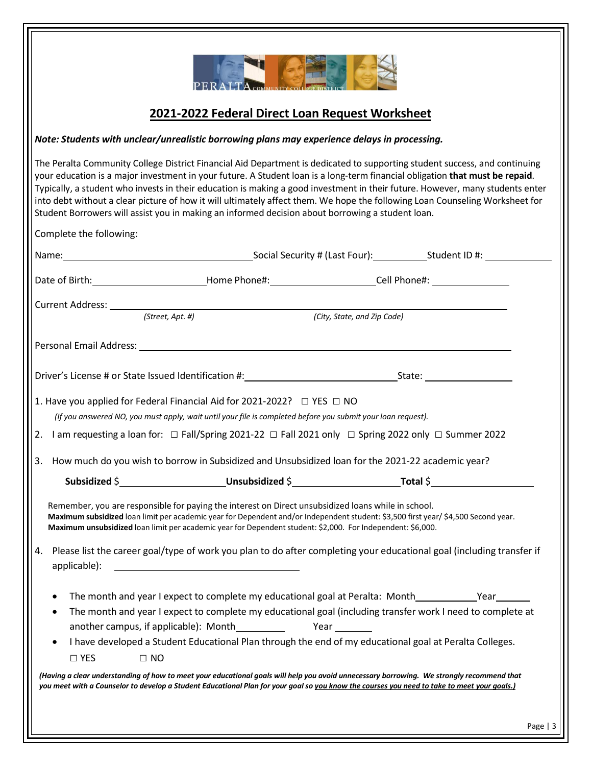## 2021-2022 Federal Direct Loan Request Worksheet

***Note: Students with unclear/unrealistic borrowing plans may experience delays in processing.***

The Peralta Community College District Financial Aid Department is dedicated to supporting student success, and continuing your education is a major investment in your future. A Student loan is a long-term financial obligation **that must be repaid**. Typically, a student who invests in their education is making a good investment in their future. However, many students enter into debt without a clear picture of how it will ultimately affect them. We hope the following Loan Counseling Worksheet for Student Borrowers will assist you in making an informed decision about borrowing a student loan.

Complete the following:

Name: ____________________ Social Security # (Last Four): __________ Student ID #: __________

Date of Birth: __________ Home Phone#: __________ Cell Phone#: __________

Current Address: ______________________________________________
*(Street, Apt. #)* *(City, State, and Zip Code)*

Personal Email Address: ______________________________________________

Driver's License # or State Issued Identification #: ____________________ State: __________

1. Have you applied for Federal Financial Aid for 2021-2022? ☐ YES ☐ NO
   *(If you answered NO, you must apply, wait until your file is completed before you submit your loan request).*

2. I am requesting a loan for: ☐ Fall/Spring 2021-22 ☐ Fall 2021 only ☐ Spring 2022 only ☐ Summer 2022

3. How much do you wish to borrow in Subsidized and Unsubsidized loan for the 2021-22 academic year?

   **Subsidized** $__________ **Unsubsidized** $__________ **Total** $__________

   Remember, you are responsible for paying the interest on Direct unsubsidized loans while in school.
   **Maximum subsidized** loan limit per academic year for Dependent and/or Independent student: $3,500 first year/ $4,500 Second year.
   **Maximum unsubsidized** loan limit per academic year for Dependent student: $2,000. For Independent: $6,000.

4. Please list the career goal/type of work you plan to do after completing your educational goal (including transfer if applicable): ____________________

   - The month and year I expect to complete my educational goal at Peralta: Month__________ Year__________
   - The month and year I expect to complete my educational goal (including transfer work I need to complete at another campus, if applicable): Month__________ Year__________
   - I have developed a Student Educational Plan through the end of my educational goal at Peralta Colleges.
     ☐ YES ☐ NO

***(Having a clear understanding of how to meet your educational goals will help you avoid unnecessary borrowing. We strongly recommend that you meet with a Counselor to develop a Student Educational Plan for your goal so <u>you know the courses you need to take to meet your goals.</u>)***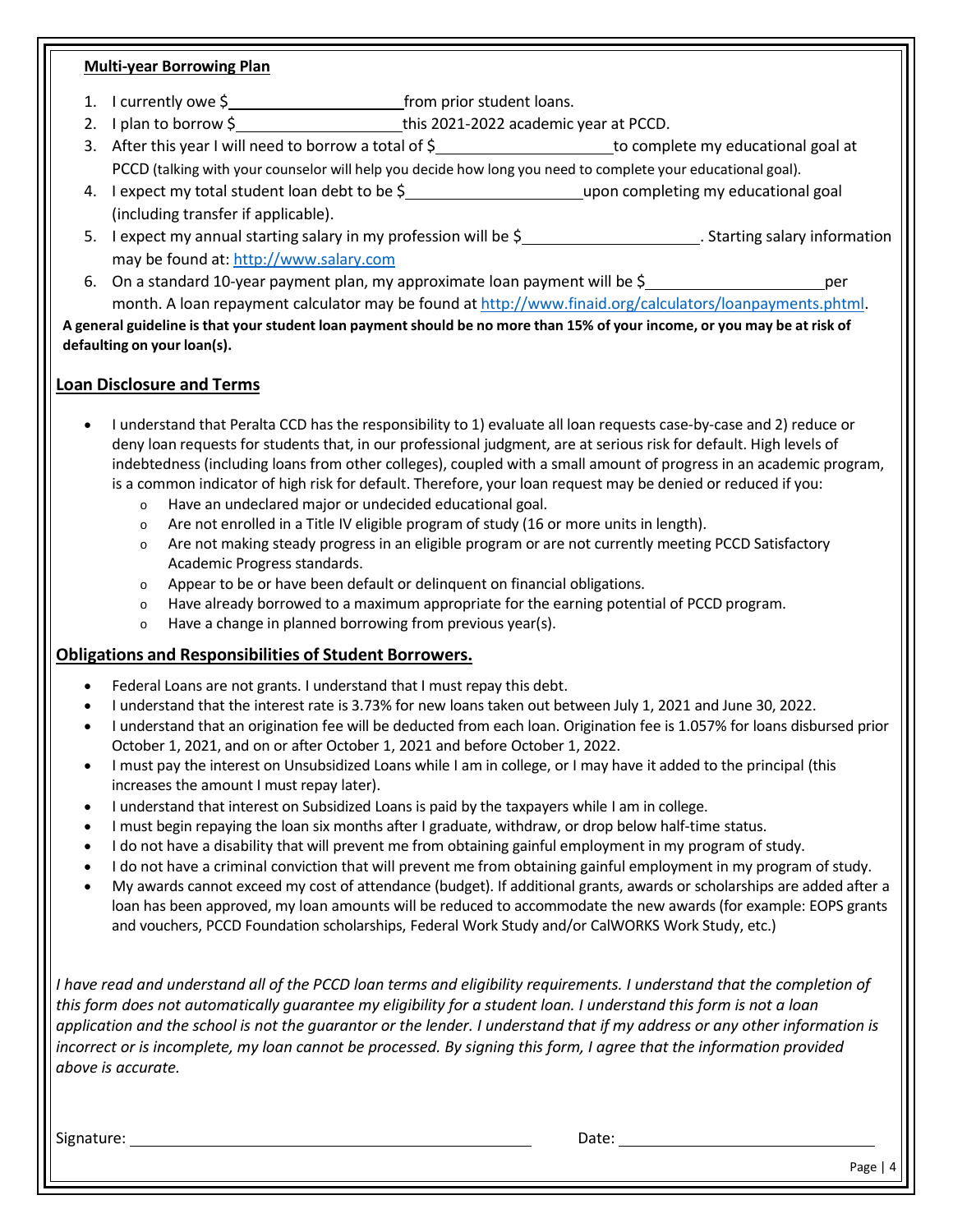**Multi-year Borrowing Plan**

1. I currently owe $\_\_\_\_\_\_\_\_\_\_\_\_\_\_\_\_\_\_\_\_ from prior student loans.
2. I plan to borrow $\_\_\_\_\_\_\_\_\_\_\_\_\_\_\_\_\_\_\_\_ this 2021-2022 academic year at PCCD.
3. After this year I will need to borrow a total of $\_\_\_\_\_\_\_\_\_\_\_\_\_\_\_\_\_\_\_\_ to complete my educational goal at PCCD (talking with your counselor will help you decide how long you need to complete your educational goal).
4. I expect my total student loan debt to be $\_\_\_\_\_\_\_\_\_\_\_\_\_\_\_\_\_\_\_\_ upon completing my educational goal (including transfer if applicable).
5. I expect my annual starting salary in my profession will be $\_\_\_\_\_\_\_\_\_\_\_\_\_\_\_\_\_\_\_\_. Starting salary information may be found at: http://www.salary.com
6. On a standard 10-year payment plan, my approximate loan payment will be $\_\_\_\_\_\_\_\_\_\_\_\_\_\_\_\_\_\_\_\_ per month. A loan repayment calculator may be found at http://www.finaid.org/calculators/loanpayments.phtml.

**A general guideline is that your student loan payment should be no more than 15% of your income, or you may be at risk of defaulting on your loan(s).**

## Loan Disclosure and Terms

- I understand that Peralta CCD has the responsibility to 1) evaluate all loan requests case-by-case and 2) reduce or deny loan requests for students that, in our professional judgment, are at serious risk for default. High levels of indebtedness (including loans from other colleges), coupled with a small amount of progress in an academic program, is a common indicator of high risk for default. Therefore, your loan request may be denied or reduced if you:
  - Have an undeclared major or undecided educational goal.
  - Are not enrolled in a Title IV eligible program of study (16 or more units in length).
  - Are not making steady progress in an eligible program or are not currently meeting PCCD Satisfactory Academic Progress standards.
  - Appear to be or have been default or delinquent on financial obligations.
  - Have already borrowed to a maximum appropriate for the earning potential of PCCD program.
  - Have a change in planned borrowing from previous year(s).

## Obligations and Responsibilities of Student Borrowers.

- Federal Loans are not grants. I understand that I must repay this debt.
- I understand that the interest rate is 3.73% for new loans taken out between July 1, 2021 and June 30, 2022.
- I understand that an origination fee will be deducted from each loan. Origination fee is 1.057% for loans disbursed prior October 1, 2021, and on or after October 1, 2021 and before October 1, 2022.
- I must pay the interest on Unsubsidized Loans while I am in college, or I may have it added to the principal (this increases the amount I must repay later).
- I understand that interest on Subsidized Loans is paid by the taxpayers while I am in college.
- I must begin repaying the loan six months after I graduate, withdraw, or drop below half-time status.
- I do not have a disability that will prevent me from obtaining gainful employment in my program of study.
- I do not have a criminal conviction that will prevent me from obtaining gainful employment in my program of study.
- My awards cannot exceed my cost of attendance (budget). If additional grants, awards or scholarships are added after a loan has been approved, my loan amounts will be reduced to accommodate the new awards (for example: EOPS grants and vouchers, PCCD Foundation scholarships, Federal Work Study and/or CalWORKS Work Study, etc.)

*I have read and understand all of the PCCD loan terms and eligibility requirements. I understand that the completion of this form does not automatically guarantee my eligibility for a student loan. I understand this form is not a loan application and the school is not the guarantor or the lender. I understand that if my address or any other information is incorrect or is incomplete, my loan cannot be processed. By signing this form, I agree that the information provided above is accurate.*

Signature: \_\_\_\_\_\_\_\_\_\_\_\_\_\_\_\_\_\_\_\_\_\_\_\_\_\_\_\_\_\_\_\_\_\_\_\_ Date: \_\_\_\_\_\_\_\_\_\_\_\_\_\_\_\_\_\_\_\_\_\_\_\_